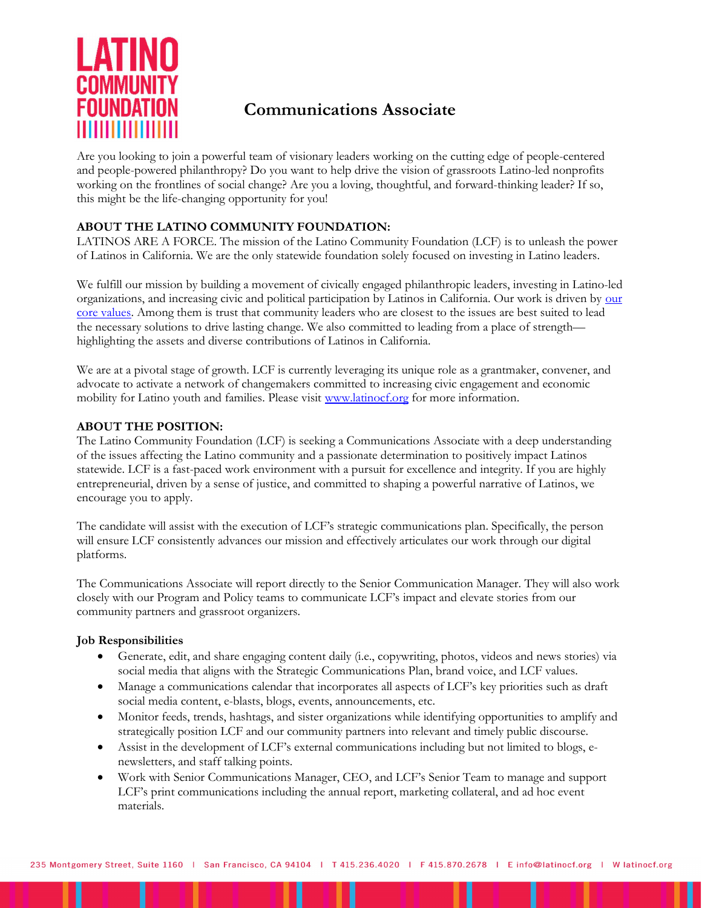# Communications Associate

Are you looking to join a powerful team of visionary leaders working on the cutting edge of people-centered and people-powered philanthropy? Do you want to help drive the vision of grassroots Latino-led nonprofits working on the frontlines of social change? Are you a loving, thoughtful, and forward-thinking leader? If so, this might be the life-changing opportunity for you!

**ABOUT THE LATINO COMMUNITY FOUNDATION:**

LATINOS ARE A FORCE. The mission of the Latino Community Foundation (LCF) is to unleash the power of Latinos in California. We are the only statewide foundation solely focused on investing in Latino leaders.

We fulfill our mission by building a movement of civically engaged philanthropic leaders, investing in Latino-led organizations, and increasing civic and political participation by Latinos in California. Our work is driven by our core values. Among them is trust that community leaders who are closest to the issues are best suited to lead the necessary solutions to drive lasting change. We also committed to leading from a place of strength—highlighting the assets and diverse contributions of Latinos in California.

We are at a pivotal stage of growth. LCF is currently leveraging its unique role as a grantmaker, convener, and advocate to activate a network of changemakers committed to increasing civic engagement and economic mobility for Latino youth and families. Please visit www.latinocf.org for more information.

**ABOUT THE POSITION:**

The Latino Community Foundation (LCF) is seeking a Communications Associate with a deep understanding of the issues affecting the Latino community and a passionate determination to positively impact Latinos statewide. LCF is a fast-paced work environment with a pursuit for excellence and integrity. If you are highly entrepreneurial, driven by a sense of justice, and committed to shaping a powerful narrative of Latinos, we encourage you to apply.

The candidate will assist with the execution of LCF's strategic communications plan. Specifically, the person will ensure LCF consistently advances our mission and effectively articulates our work through our digital platforms.

The Communications Associate will report directly to the Senior Communication Manager. They will also work closely with our Program and Policy teams to communicate LCF's impact and elevate stories from our community partners and grassroot organizers.

**Job Responsibilities**

- Generate, edit, and share engaging content daily (i.e., copywriting, photos, videos and news stories) via social media that aligns with the Strategic Communications Plan, brand voice, and LCF values.
- Manage a communications calendar that incorporates all aspects of LCF's key priorities such as draft social media content, e-blasts, blogs, events, announcements, etc.
- Monitor feeds, trends, hashtags, and sister organizations while identifying opportunities to amplify and strategically position LCF and our community partners into relevant and timely public discourse.
- Assist in the development of LCF's external communications including but not limited to blogs, e-newsletters, and staff talking points.
- Work with Senior Communications Manager, CEO, and LCF's Senior Team to manage and support LCF's print communications including the annual report, marketing collateral, and ad hoc event materials.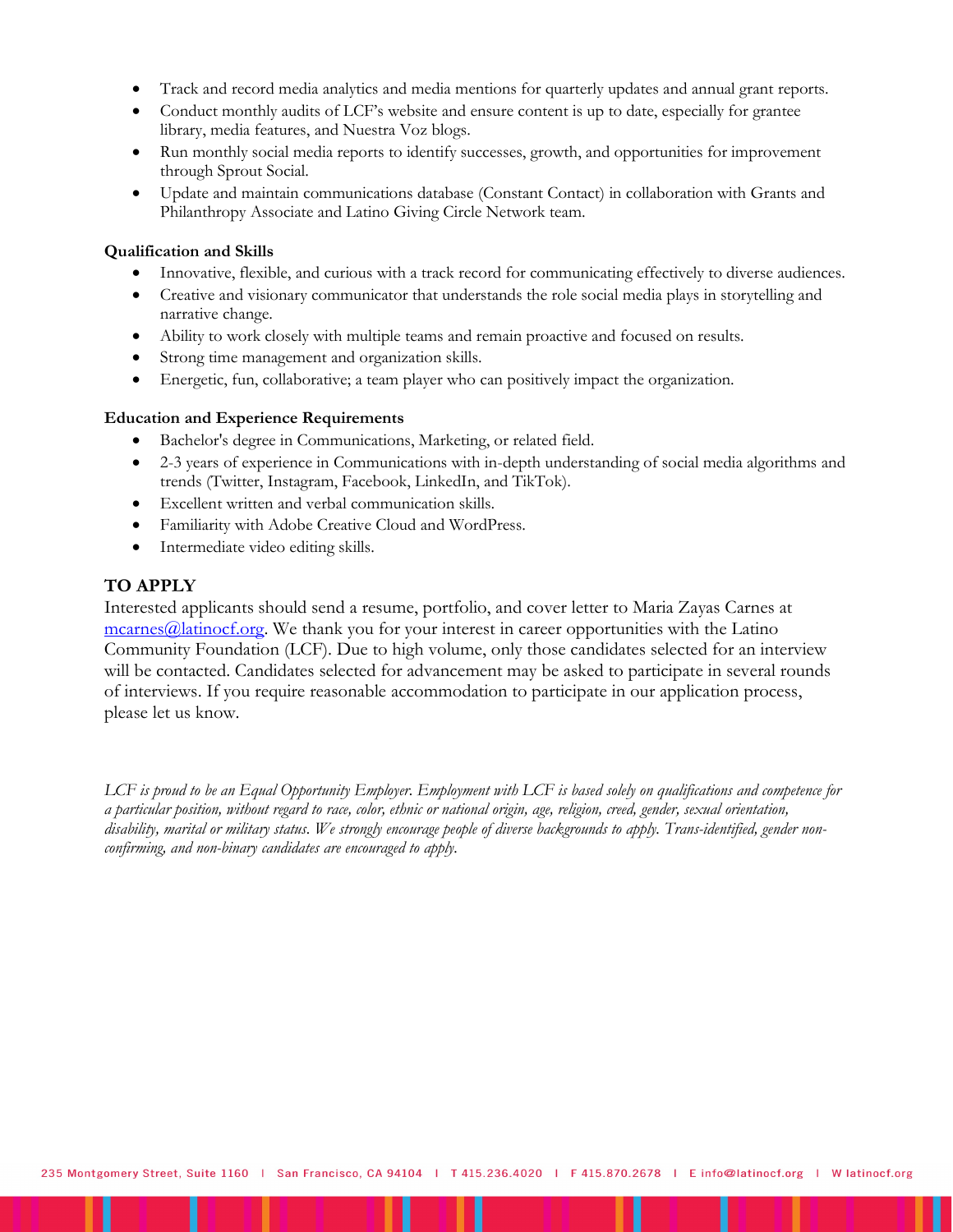- Track and record media analytics and media mentions for quarterly updates and annual grant reports.
- Conduct monthly audits of LCF's website and ensure content is up to date, especially for grantee library, media features, and Nuestra Voz blogs.
- Run monthly social media reports to identify successes, growth, and opportunities for improvement through Sprout Social.
- Update and maintain communications database (Constant Contact) in collaboration with Grants and Philanthropy Associate and Latino Giving Circle Network team.

**Qualification and Skills**

- Innovative, flexible, and curious with a track record for communicating effectively to diverse audiences.
- Creative and visionary communicator that understands the role social media plays in storytelling and narrative change.
- Ability to work closely with multiple teams and remain proactive and focused on results.
- Strong time management and organization skills.
- Energetic, fun, collaborative; a team player who can positively impact the organization.

**Education and Experience Requirements**

- Bachelor's degree in Communications, Marketing, or related field.
- 2-3 years of experience in Communications with in-depth understanding of social media algorithms and trends (Twitter, Instagram, Facebook, LinkedIn, and TikTok).
- Excellent written and verbal communication skills.
- Familiarity with Adobe Creative Cloud and WordPress.
- Intermediate video editing skills.

## TO APPLY

Interested applicants should send a resume, portfolio, and cover letter to Maria Zayas Carnes at mcarnes@latinocf.org. We thank you for your interest in career opportunities with the Latino Community Foundation (LCF). Due to high volume, only those candidates selected for an interview will be contacted. Candidates selected for advancement may be asked to participate in several rounds of interviews. If you require reasonable accommodation to participate in our application process, please let us know.

*LCF is proud to be an Equal Opportunity Employer. Employment with LCF is based solely on qualifications and competence for a particular position, without regard to race, color, ethnic or national origin, age, religion, creed, gender, sexual orientation, disability, marital or military status. We strongly encourage people of diverse backgrounds to apply. Trans-identified, gender non-confirming, and non-binary candidates are encouraged to apply.*

235 Montgomery Street, Suite 1160 | San Francisco, CA 94104 | T 415.236.4020 | F 415.870.2678 | E info@latinocf.org | W latinocf.org